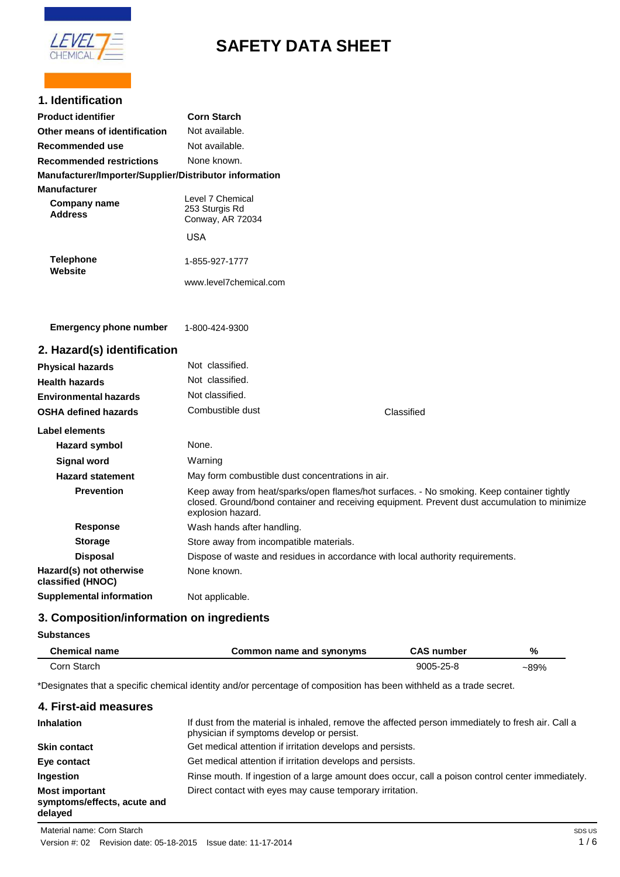# SAFETY DATA SHEET

## 1. Identification

| | |
|---|---|
| **Product identifier** | **Corn Starch** |
| **Other means of identification** | Not available. |
| **Recommended use** | Not available. |
| **Recommended restrictions** | None known. |

**Manufacturer/Importer/Supplier/Distributor information**

**Manufacturer**

| | |
|---|---|
| **Company name** | Level 7 Chemical |
| **Address** | 253 Sturgis Rd<br>Conway, AR 72034<br>USA |
| **Telephone** | 1-855-927-1777 |
| **Website** | www.level7chemical.com |
| **Emergency phone number** | 1-800-424-9300 |

## 2. Hazard(s) identification

| | | |
|---|---|---|
| **Physical hazards** | Not classified. | |
| **Health hazards** | Not classified. | |
| **Environmental hazards** | Not classified. | |
| **OSHA defined hazards** | Combustible dust | Classified |

**Label elements**

| | |
|---|---|
| **Hazard symbol** | None. |
| **Signal word** | Warning |
| **Hazard statement** | May form combustible dust concentrations in air. |
| **Prevention** | Keep away from heat/sparks/open flames/hot surfaces. - No smoking. Keep container tightly closed. Ground/bond container and receiving equipment. Prevent dust accumulation to minimize explosion hazard. |
| **Response** | Wash hands after handling. |
| **Storage** | Store away from incompatible materials. |
| **Disposal** | Dispose of waste and residues in accordance with local authority requirements. |
| **Hazard(s) not otherwise classified (HNOC)** | None known. |
| **Supplemental information** | Not applicable. |

## 3. Composition/information on ingredients

**Substances**

| Chemical name | Common name and synonyms | CAS number | % |
|---|---|---|---|
| Corn Starch | | 9005-25-8 | ~89% |

*Designates that a specific chemical identity and/or percentage of composition has been withheld as a trade secret.

## 4. First-aid measures

| | |
|---|---|
| **Inhalation** | If dust from the material is inhaled, remove the affected person immediately to fresh air. Call a physician if symptoms develop or persist. |
| **Skin contact** | Get medical attention if irritation develops and persists. |
| **Eye contact** | Get medical attention if irritation develops and persists. |
| **Ingestion** | Rinse mouth. If ingestion of a large amount does occur, call a poison control center immediately. |
| **Most important symptoms/effects, acute and delayed** | Direct contact with eyes may cause temporary irritation. |

Material name: Corn Starch

Version #: 02 Revision date: 05-18-2015 Issue date: 11-17-2014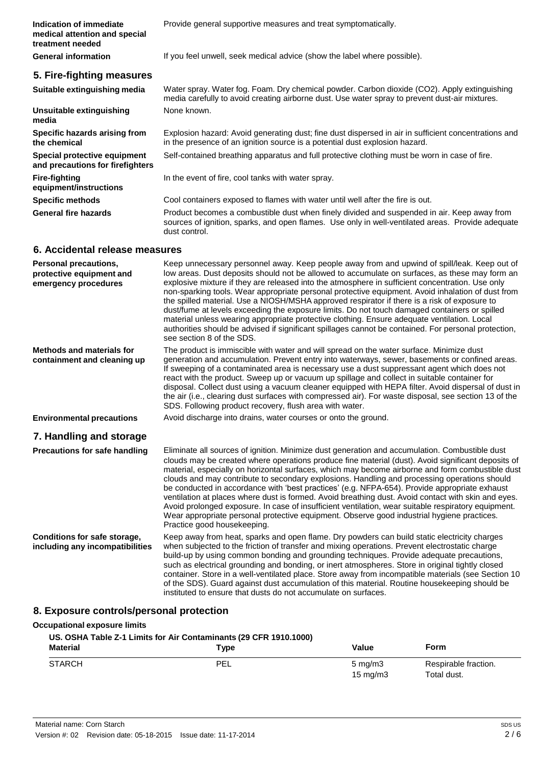| | |
|---|---|
| **Indication of immediate medical attention and special treatment needed** | Provide general supportive measures and treat symptomatically. |
| **General information** | If you feel unwell, seek medical advice (show the label where possible). |

## 5. Fire-fighting measures

| | |
|---|---|
| **Suitable extinguishing media** | Water spray. Water fog. Foam. Dry chemical powder. Carbon dioxide ($CO_2$). Apply extinguishing media carefully to avoid creating airborne dust. Use water spray to prevent dust-air mixtures. |
| **Unsuitable extinguishing media** | None known. |
| **Specific hazards arising from the chemical** | Explosion hazard: Avoid generating dust; fine dust dispersed in air in sufficient concentrations and in the presence of an ignition source is a potential dust explosion hazard. |
| **Special protective equipment and precautions for firefighters** | Self-contained breathing apparatus and full protective clothing must be worn in case of fire. |
| **Fire-fighting equipment/instructions** | In the event of fire, cool tanks with water spray. |
| **Specific methods** | Cool containers exposed to flames with water until well after the fire is out. |
| **General fire hazards** | Product becomes a combustible dust when finely divided and suspended in air. Keep away from sources of ignition, sparks, and open flames. Use only in well-ventilated areas. Provide adequate dust control. |

## 6. Accidental release measures

| | |
|---|---|
| **Personal precautions, protective equipment and emergency procedures** | Keep unnecessary personnel away. Keep people away from and upwind of spill/leak. Keep out of low areas. Dust deposits should not be allowed to accumulate on surfaces, as these may form an explosive mixture if they are released into the atmosphere in sufficient concentration. Use only non-sparking tools. Wear appropriate personal protective equipment. Avoid inhalation of dust from the spilled material. Use a NIOSH/MSHA approved respirator if there is a risk of exposure to dust/fume at levels exceeding the exposure limits. Do not touch damaged containers or spilled material unless wearing appropriate protective clothing. Ensure adequate ventilation. Local authorities should be advised if significant spillages cannot be contained. For personal protection, see section 8 of the SDS. |
| **Methods and materials for containment and cleaning up** | The product is immiscible with water and will spread on the water surface. Minimize dust generation and accumulation. Prevent entry into waterways, sewer, basements or confined areas. If sweeping of a contaminated area is necessary use a dust suppressant agent which does not react with the product. Sweep up or vacuum up spillage and collect in suitable container for disposal. Collect dust using a vacuum cleaner equipped with HEPA filter. Avoid dispersal of dust in the air (i.e., clearing dust surfaces with compressed air). For waste disposal, see section 13 of the SDS. Following product recovery, flush area with water. |
| **Environmental precautions** | Avoid discharge into drains, water courses or onto the ground. |

## 7. Handling and storage

| | |
|---|---|
| **Precautions for safe handling** | Eliminate all sources of ignition. Minimize dust generation and accumulation. Combustible dust clouds may be created where operations produce fine material (dust). Avoid significant deposits of material, especially on horizontal surfaces, which may become airborne and form combustible dust clouds and may contribute to secondary explosions. Handling and processing operations should be conducted in accordance with 'best practices' (e.g. NFPA-654). Provide appropriate exhaust ventilation at places where dust is formed. Avoid breathing dust. Avoid contact with skin and eyes. Avoid prolonged exposure. In case of insufficient ventilation, wear suitable respiratory equipment. Wear appropriate personal protective equipment. Observe good industrial hygiene practices. Practice good housekeeping. |
| **Conditions for safe storage, including any incompatibilities** | Keep away from heat, sparks and open flame. Dry powders can build static electricity charges when subjected to the friction of transfer and mixing operations. Prevent electrostatic charge build-up by using common bonding and grounding techniques. Provide adequate precautions, such as electrical grounding and bonding, or inert atmospheres. Store in original tightly closed container. Store in a well-ventilated place. Store away from incompatible materials (see Section 10 of the SDS). Guard against dust accumulation of this material. Routine housekeeping should be instituted to ensure that dusts do not accumulate on surfaces. |

## 8. Exposure controls/personal protection

**Occupational exposure limits**

**US. OSHA Table Z-1 Limits for Air Contaminants (29 CFR 1910.1000)**

| Material | Type | Value | Form |
|---|---|---|---|
| STARCH | PEL | 5 mg/m3 | Respirable fraction. |
| | | 15 mg/m3 | Total dust. |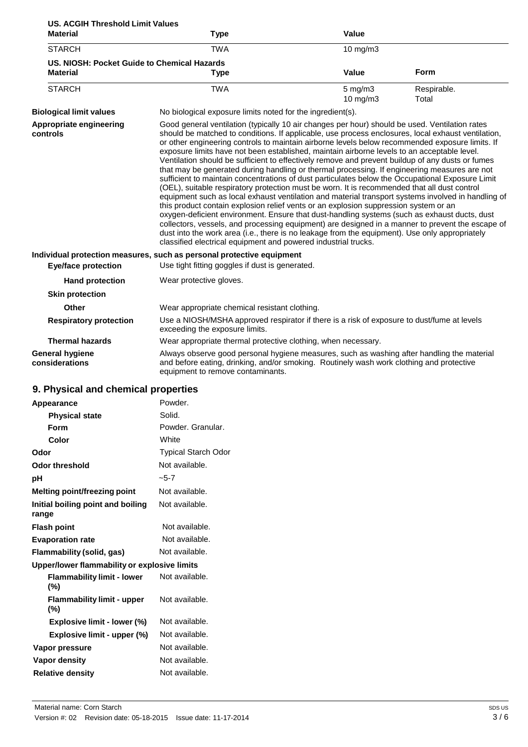**US. ACGIH Threshold Limit Values**

| Material | Type | Value |
| --- | --- | --- |
| STARCH | TWA | 10 mg/m3 |

**US. NIOSH: Pocket Guide to Chemical Hazards**

| Material | Type | Value | Form |
| --- | --- | --- | --- |
| STARCH | TWA | 5 mg/m3 | Respirable. |
| | | 10 mg/m3 | Total |

**Biological limit values** No biological exposure limits noted for the ingredient(s).

**Appropriate engineering controls** Good general ventilation (typically 10 air changes per hour) should be used. Ventilation rates should be matched to conditions. If applicable, use process enclosures, local exhaust ventilation, or other engineering controls to maintain airborne levels below recommended exposure limits. If exposure limits have not been established, maintain airborne levels to an acceptable level. Ventilation should be sufficient to effectively remove and prevent buildup of any dusts or fumes that may be generated during handling or thermal processing. If engineering measures are not sufficient to maintain concentrations of dust particulates below the Occupational Exposure Limit (OEL), suitable respiratory protection must be worn. It is recommended that all dust control equipment such as local exhaust ventilation and material transport systems involved in handling of this product contain explosion relief vents or an explosion suppression system or an oxygen-deficient environment. Ensure that dust-handling systems (such as exhaust ducts, dust collectors, vessels, and processing equipment) are designed in a manner to prevent the escape of dust into the work area (i.e., there is no leakage from the equipment). Use only appropriately classified electrical equipment and powered industrial trucks.

**Individual protection measures, such as personal protective equipment**

**Eye/face protection** Use tight fitting goggles if dust is generated.

**Hand protection** Wear protective gloves.

**Skin protection**

**Other** Wear appropriate chemical resistant clothing.

**Respiratory protection** Use a NIOSH/MSHA approved respirator if there is a risk of exposure to dust/fume at levels exceeding the exposure limits.

**Thermal hazards** Wear appropriate thermal protective clothing, when necessary.

**General hygiene considerations** Always observe good personal hygiene measures, such as washing after handling the material and before eating, drinking, and/or smoking. Routinely wash work clothing and protective equipment to remove contaminants.

## 9. Physical and chemical properties

| Property | Value |
| --- | --- |
| **Appearance** | Powder. |
| **Physical state** | Solid. |
| **Form** | Powder. Granular. |
| **Color** | White |
| **Odor** | Typical Starch Odor |
| **Odor threshold** | Not available. |
| **pH** | ~5-7 |
| **Melting point/freezing point** | Not available. |
| **Initial boiling point and boiling range** | Not available. |
| **Flash point** | Not available. |
| **Evaporation rate** | Not available. |
| **Flammability (solid, gas)** | Not available. |
| **Upper/lower flammability or explosive limits** | |
| **Flammability limit - lower (%)** | Not available. |
| **Flammability limit - upper (%)** | Not available. |
| **Explosive limit - lower (%)** | Not available. |
| **Explosive limit - upper (%)** | Not available. |
| **Vapor pressure** | Not available. |
| **Vapor density** | Not available. |
| **Relative density** | Not available. |

Material name: Corn Starch

Version #: 02 Revision date: 05-18-2015 Issue date: 11-17-2014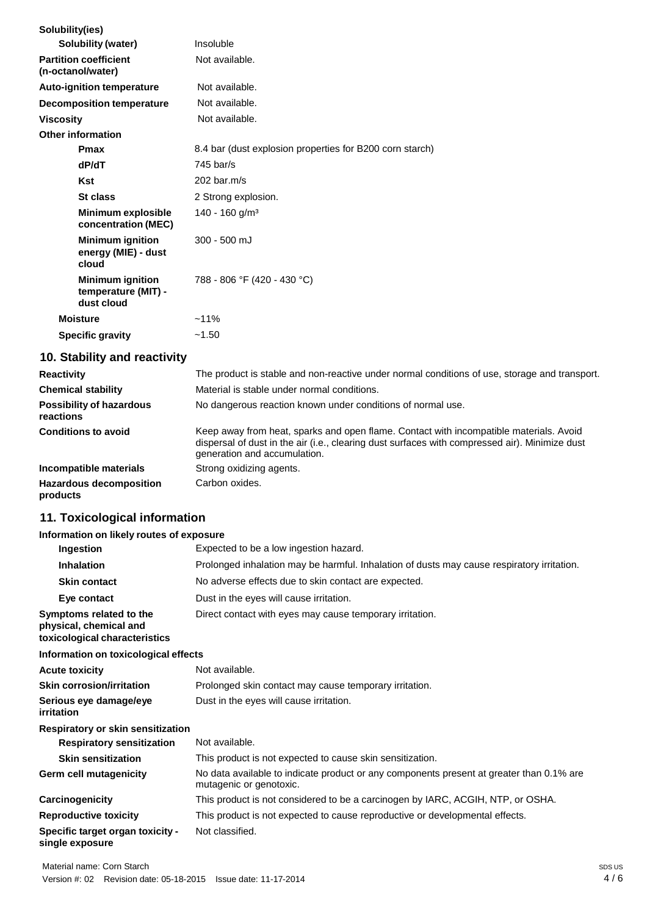| | |
|---|---|
| **Solubility(ies)** | |
| **Solubility (water)** | Insoluble |
| **Partition coefficient (n-octanol/water)** | Not available. |
| **Auto-ignition temperature** | Not available. |
| **Decomposition temperature** | Not available. |
| **Viscosity** | Not available. |
| **Other information** | |
| **Pmax** | 8.4 bar (dust explosion properties for B200 corn starch) |
| **dP/dT** | 745 bar/s |
| **Kst** | 202 bar.m/s |
| **St class** | 2 Strong explosion. |
| **Minimum explosible concentration (MEC)** | 140 - 160 g/m³ |
| **Minimum ignition energy (MIE) - dust cloud** | 300 - 500 mJ |
| **Minimum ignition temperature (MIT) - dust cloud** | 788 - 806 °F (420 - 430 °C) |
| **Moisture** | ~11% |
| **Specific gravity** | ~1.50 |

## 10. Stability and reactivity

| | |
|---|---|
| **Reactivity** | The product is stable and non-reactive under normal conditions of use, storage and transport. |
| **Chemical stability** | Material is stable under normal conditions. |
| **Possibility of hazardous reactions** | No dangerous reaction known under conditions of normal use. |
| **Conditions to avoid** | Keep away from heat, sparks and open flame. Contact with incompatible materials. Avoid dispersal of dust in the air (i.e., clearing dust surfaces with compressed air). Minimize dust generation and accumulation. |
| **Incompatible materials** | Strong oxidizing agents. |
| **Hazardous decomposition products** | Carbon oxides. |

## 11. Toxicological information

| | |
|---|---|
| **Information on likely routes of exposure** | |
| **Ingestion** | Expected to be a low ingestion hazard. |
| **Inhalation** | Prolonged inhalation may be harmful. Inhalation of dusts may cause respiratory irritation. |
| **Skin contact** | No adverse effects due to skin contact are expected. |
| **Eye contact** | Dust in the eyes will cause irritation. |
| **Symptoms related to the physical, chemical and toxicological characteristics** | Direct contact with eyes may cause temporary irritation. |
| **Information on toxicological effects** | |
| **Acute toxicity** | Not available. |
| **Skin corrosion/irritation** | Prolonged skin contact may cause temporary irritation. |
| **Serious eye damage/eye irritation** | Dust in the eyes will cause irritation. |
| **Respiratory or skin sensitization** | |
| **Respiratory sensitization** | Not available. |
| **Skin sensitization** | This product is not expected to cause skin sensitization. |
| **Germ cell mutagenicity** | No data available to indicate product or any components present at greater than 0.1% are mutagenic or genotoxic. |
| **Carcinogenicity** | This product is not considered to be a carcinogen by IARC, ACGIH, NTP, or OSHA. |
| **Reproductive toxicity** | This product is not expected to cause reproductive or developmental effects. |
| **Specific target organ toxicity - single exposure** | Not classified. |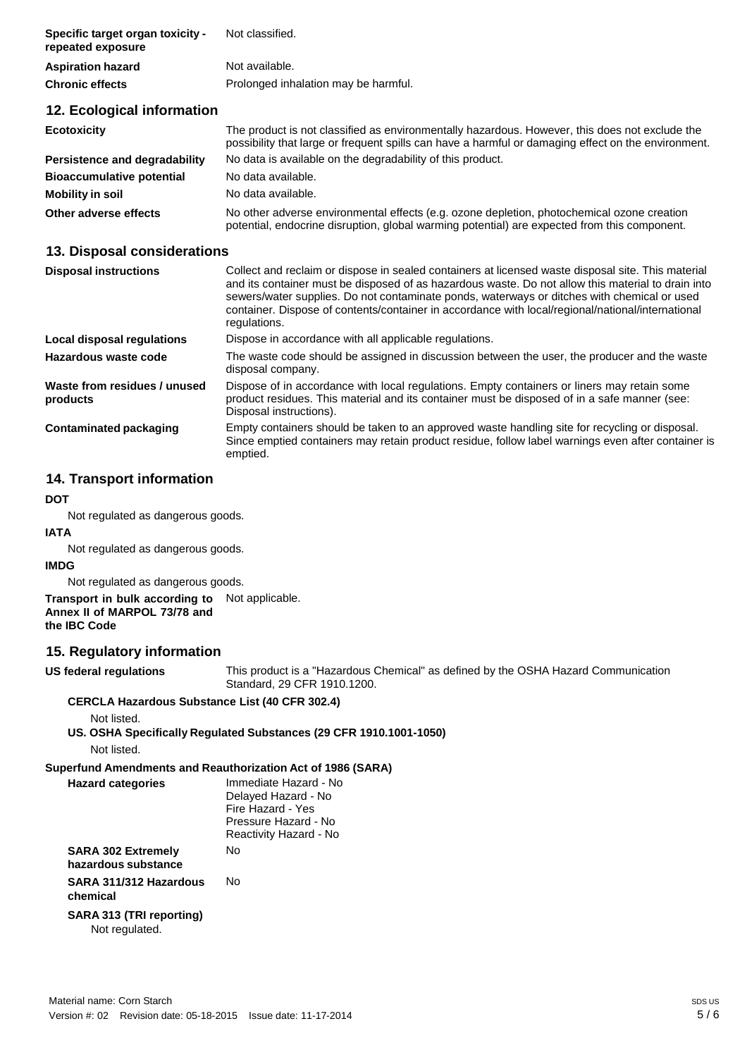| | |
|---|---|
| **Specific target organ toxicity - repeated exposure** | Not classified. |
| **Aspiration hazard** | Not available. |
| **Chronic effects** | Prolonged inhalation may be harmful. |

## 12. Ecological information

| | |
|---|---|
| **Ecotoxicity** | The product is not classified as environmentally hazardous. However, this does not exclude the possibility that large or frequent spills can have a harmful or damaging effect on the environment. |
| **Persistence and degradability** | No data is available on the degradability of this product. |
| **Bioaccumulative potential** | No data available. |
| **Mobility in soil** | No data available. |
| **Other adverse effects** | No other adverse environmental effects (e.g. ozone depletion, photochemical ozone creation potential, endocrine disruption, global warming potential) are expected from this component. |

## 13. Disposal considerations

| | |
|---|---|
| **Disposal instructions** | Collect and reclaim or dispose in sealed containers at licensed waste disposal site. This material and its container must be disposed of as hazardous waste. Do not allow this material to drain into sewers/water supplies. Do not contaminate ponds, waterways or ditches with chemical or used container. Dispose of contents/container in accordance with local/regional/national/international regulations. |
| **Local disposal regulations** | Dispose in accordance with all applicable regulations. |
| **Hazardous waste code** | The waste code should be assigned in discussion between the user, the producer and the waste disposal company. |
| **Waste from residues / unused products** | Dispose of in accordance with local regulations. Empty containers or liners may retain some product residues. This material and its container must be disposed of in a safe manner (see: Disposal instructions). |
| **Contaminated packaging** | Empty containers should be taken to an approved waste handling site for recycling or disposal. Since emptied containers may retain product residue, follow label warnings even after container is emptied. |

## 14. Transport information

**DOT**

Not regulated as dangerous goods.

**IATA**

Not regulated as dangerous goods.

**IMDG**

Not regulated as dangerous goods.

**Transport in bulk according to Annex II of MARPOL 73/78 and the IBC Code** Not applicable.

## 15. Regulatory information

**US federal regulations** This product is a "Hazardous Chemical" as defined by the OSHA Hazard Communication Standard, 29 CFR 1910.1200.

**CERCLA Hazardous Substance List (40 CFR 302.4)**

Not listed.

**US. OSHA Specifically Regulated Substances (29 CFR 1910.1001-1050)**

Not listed.

**Superfund Amendments and Reauthorization Act of 1986 (SARA)**

**Hazard categories**
Immediate Hazard - No
Delayed Hazard - No
Fire Hazard - Yes
Pressure Hazard - No
Reactivity Hazard - No

**SARA 302 Extremely hazardous substance** No

**SARA 311/312 Hazardous chemical** No

**SARA 313 (TRI reporting)**

Not regulated.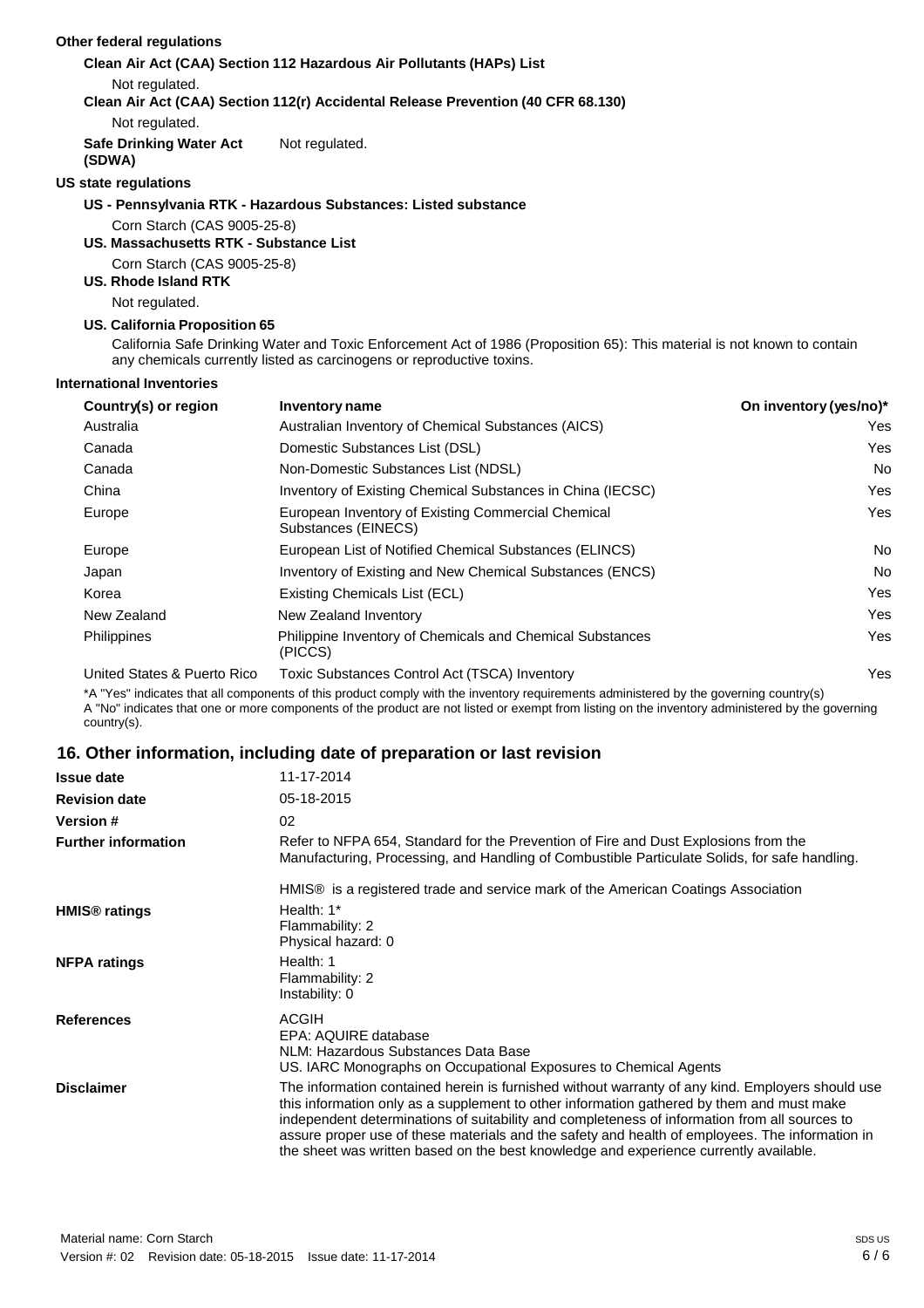**Other federal regulations**

**Clean Air Act (CAA) Section 112 Hazardous Air Pollutants (HAPs) List**

Not regulated.

**Clean Air Act (CAA) Section 112(r) Accidental Release Prevention (40 CFR 68.130)**

Not regulated.

**Safe Drinking Water Act (SDWA)** Not regulated.

**US state regulations**

**US - Pennsylvania RTK - Hazardous Substances: Listed substance**

Corn Starch (CAS 9005-25-8)

**US. Massachusetts RTK - Substance List**

Corn Starch (CAS 9005-25-8)

**US. Rhode Island RTK**

Not regulated.

**US. California Proposition 65**

California Safe Drinking Water and Toxic Enforcement Act of 1986 (Proposition 65): This material is not known to contain any chemicals currently listed as carcinogens or reproductive toxins.

**International Inventories**

| Country(s) or region | Inventory name | On inventory (yes/no)* |
|---|---|---|
| Australia | Australian Inventory of Chemical Substances (AICS) | Yes |
| Canada | Domestic Substances List (DSL) | Yes |
| Canada | Non-Domestic Substances List (NDSL) | No |
| China | Inventory of Existing Chemical Substances in China (IECSC) | Yes |
| Europe | European Inventory of Existing Commercial Chemical Substances (EINECS) | Yes |
| Europe | European List of Notified Chemical Substances (ELINCS) | No |
| Japan | Inventory of Existing and New Chemical Substances (ENCS) | No |
| Korea | Existing Chemicals List (ECL) | Yes |
| New Zealand | New Zealand Inventory | Yes |
| Philippines | Philippine Inventory of Chemicals and Chemical Substances (PICCS) | Yes |
| United States & Puerto Rico | Toxic Substances Control Act (TSCA) Inventory | Yes |

*A "Yes" indicates that all components of this product comply with the inventory requirements administered by the governing country(s)
A "No" indicates that one or more components of the product are not listed or exempt from listing on the inventory administered by the governing country(s).

## 16. Other information, including date of preparation or last revision

**Issue date** 11-17-2014

**Revision date** 05-18-2015

**Version #** 02

**Further information** Refer to NFPA 654, Standard for the Prevention of Fire and Dust Explosions from the Manufacturing, Processing, and Handling of Combustible Particulate Solids, for safe handling.

HMIS® is a registered trade and service mark of the American Coatings Association

**HMIS® ratings**
Health: 1*
Flammability: 2
Physical hazard: 0

**NFPA ratings**
Health: 1
Flammability: 2
Instability: 0

**References**
ACGIH
EPA: AQUIRE database
NLM: Hazardous Substances Data Base
US. IARC Monographs on Occupational Exposures to Chemical Agents

**Disclaimer** The information contained herein is furnished without warranty of any kind. Employers should use this information only as a supplement to other information gathered by them and must make independent determinations of suitability and completeness of information from all sources to assure proper use of these materials and the safety and health of employees. The information in the sheet was written based on the best knowledge and experience currently available.

Material name: Corn Starch
Version #: 02 Revision date: 05-18-2015 Issue date: 11-17-2014